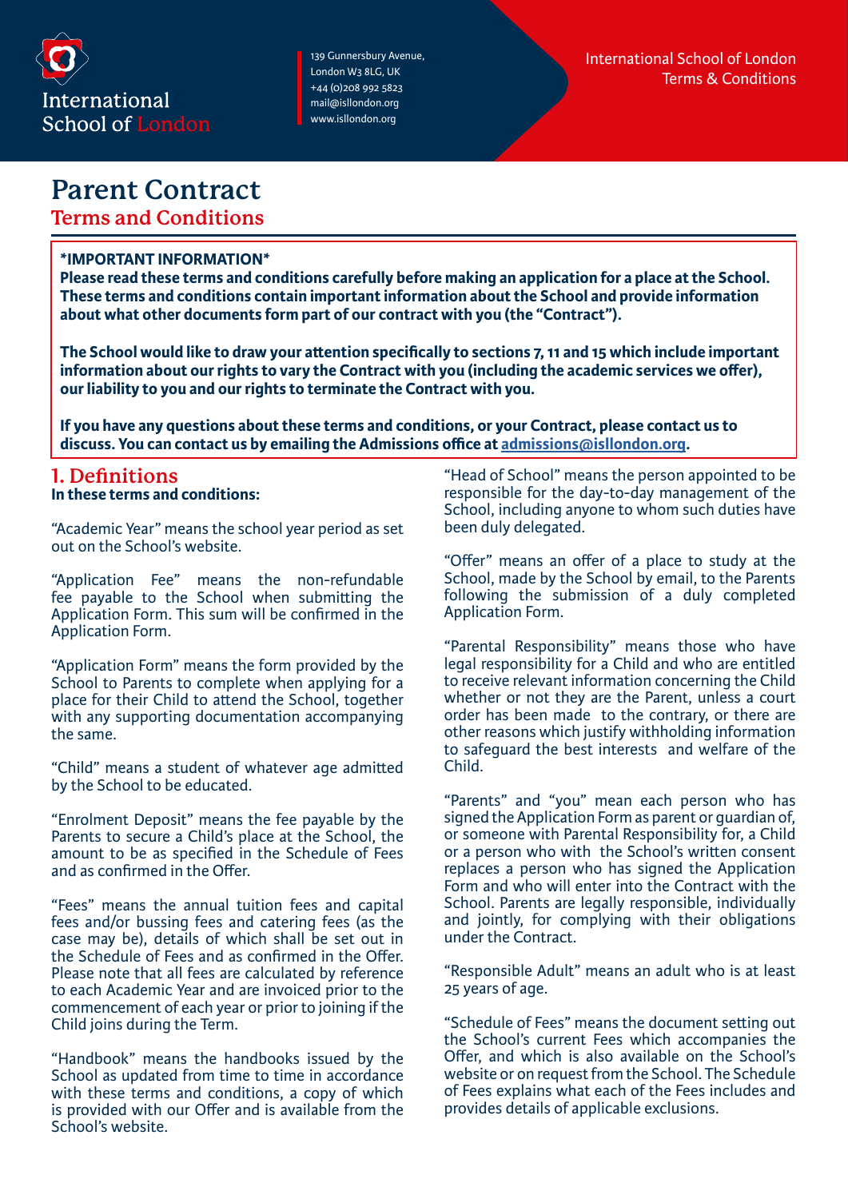International School of London

139 Gunnersbury Avenue,
London W3 8LG, UK
+44 (0)208 992 5823
mail@isllondon.org
www.isllondon.org

International School of London
Terms & Conditions

# Parent Contract

## Terms and Conditions

**\*IMPORTANT INFORMATION\***
**Please read these terms and conditions carefully before making an application for a place at the School. These terms and conditions contain important information about the School and provide information about what other documents form part of our contract with you (the "Contract").**

**The School would like to draw your attention specifically to sections 7, 11 and 15 which include important information about our rights to vary the Contract with you (including the academic services we offer), our liability to you and our rights to terminate the Contract with you.**

**If you have any questions about these terms and conditions, or your Contract, please contact us to discuss. You can contact us by emailing the Admissions office at admissions@isllondon.org.**

## 1. Definitions

**In these terms and conditions:**

"Academic Year" means the school year period as set out on the School's website.

"Application Fee" means the non-refundable fee payable to the School when submitting the Application Form. This sum will be confirmed in the Application Form.

"Application Form" means the form provided by the School to Parents to complete when applying for a place for their Child to attend the School, together with any supporting documentation accompanying the same.

"Child" means a student of whatever age admitted by the School to be educated.

"Enrolment Deposit" means the fee payable by the Parents to secure a Child's place at the School, the amount to be as specified in the Schedule of Fees and as confirmed in the Offer.

"Fees" means the annual tuition fees and capital fees and/or bussing fees and catering fees (as the case may be), details of which shall be set out in the Schedule of Fees and as confirmed in the Offer. Please note that all fees are calculated by reference to each Academic Year and are invoiced prior to the commencement of each year or prior to joining if the Child joins during the Term.

"Handbook" means the handbooks issued by the School as updated from time to time in accordance with these terms and conditions, a copy of which is provided with our Offer and is available from the School's website.

"Head of School" means the person appointed to be responsible for the day-to-day management of the School, including anyone to whom such duties have been duly delegated.

"Offer" means an offer of a place to study at the School, made by the School by email, to the Parents following the submission of a duly completed Application Form.

"Parental Responsibility" means those who have legal responsibility for a Child and who are entitled to receive relevant information concerning the Child whether or not they are the Parent, unless a court order has been made to the contrary, or there are other reasons which justify withholding information to safeguard the best interests and welfare of the Child.

"Parents" and "you" mean each person who has signed the Application Form as parent or guardian of, or someone with Parental Responsibility for, a Child or a person who with the School's written consent replaces a person who has signed the Application Form and who will enter into the Contract with the School. Parents are legally responsible, individually and jointly, for complying with their obligations under the Contract.

"Responsible Adult" means an adult who is at least 25 years of age.

"Schedule of Fees" means the document setting out the School's current Fees which accompanies the Offer, and which is also available on the School's website or on request from the School. The Schedule of Fees explains what each of the Fees includes and provides details of applicable exclusions.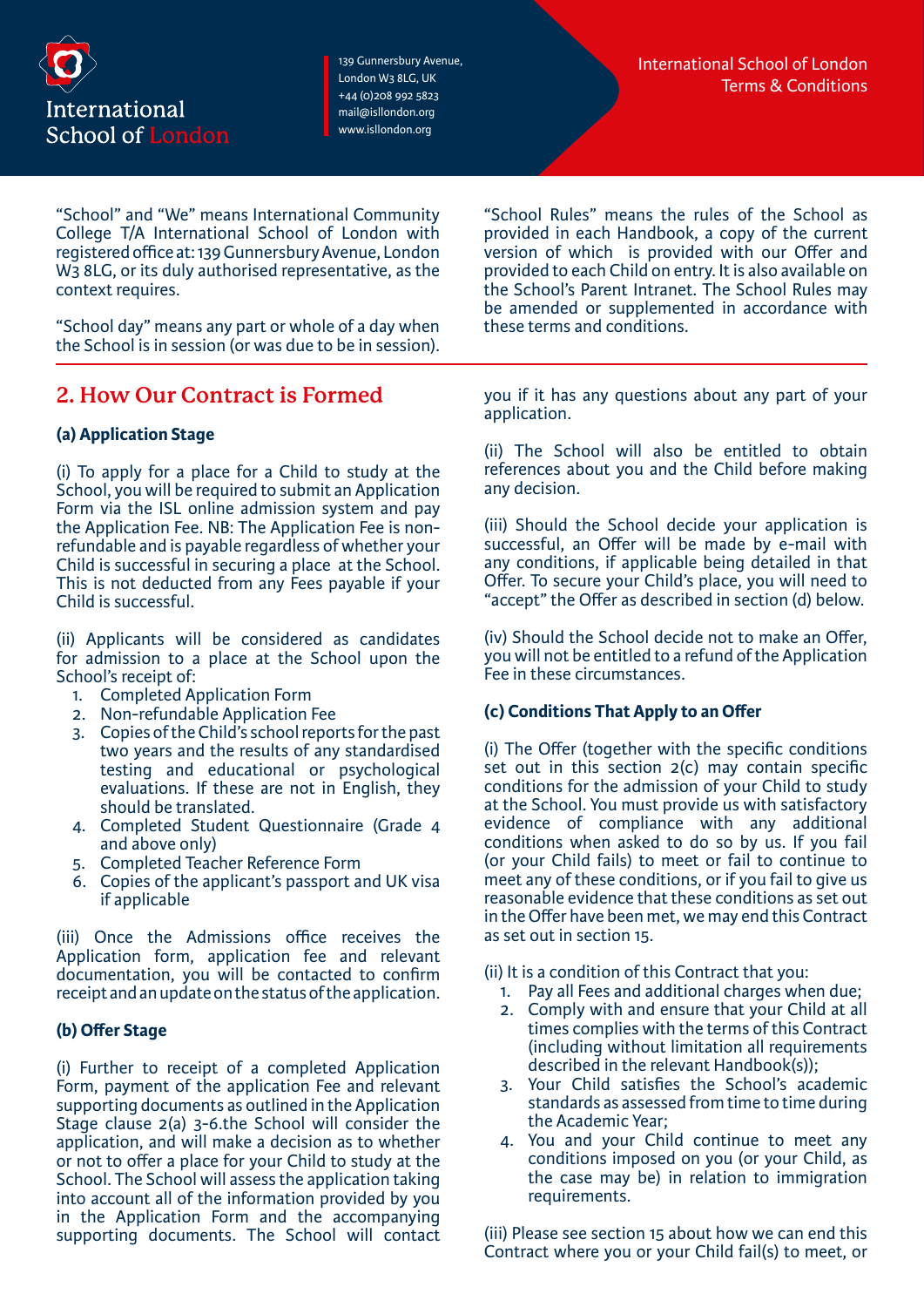"School" and "We" means International Community College T/A International School of London with registered office at: 139 Gunnersbury Avenue, London W3 8LG, or its duly authorised representative, as the context requires.

"School day" means any part or whole of a day when the School is in session (or was due to be in session).

"School Rules" means the rules of the School as provided in each Handbook, a copy of the current version of which is provided with our Offer and provided to each Child on entry. It is also available on the School's Parent Intranet. The School Rules may be amended or supplemented in accordance with these terms and conditions.

## 2. How Our Contract is Formed

### (a) Application Stage

(i) To apply for a place for a Child to study at the School, you will be required to submit an Application Form via the ISL online admission system and pay the Application Fee. NB: The Application Fee is non-refundable and is payable regardless of whether your Child is successful in securing a place at the School. This is not deducted from any Fees payable if your Child is successful.

(ii) Applicants will be considered as candidates for admission to a place at the School upon the School's receipt of:

1. Completed Application Form
2. Non-refundable Application Fee
3. Copies of the Child's school reports for the past two years and the results of any standardised testing and educational or psychological evaluations. If these are not in English, they should be translated.
4. Completed Student Questionnaire (Grade 4 and above only)
5. Completed Teacher Reference Form
6. Copies of the applicant's passport and UK visa if applicable

(iii) Once the Admissions office receives the Application form, application fee and relevant documentation, you will be contacted to confirm receipt and an update on the status of the application.

### (b) Offer Stage

(i) Further to receipt of a completed Application Form, payment of the application Fee and relevant supporting documents as outlined in the Application Stage clause 2(a) 3-6.the School will consider the application, and will make a decision as to whether or not to offer a place for your Child to study at the School. The School will assess the application taking into account all of the information provided by you in the Application Form and the accompanying supporting documents. The School will contact you if it has any questions about any part of your application.

(ii) The School will also be entitled to obtain references about you and the Child before making any decision.

(iii) Should the School decide your application is successful, an Offer will be made by e-mail with any conditions, if applicable being detailed in that Offer. To secure your Child's place, you will need to "accept" the Offer as described in section (d) below.

(iv) Should the School decide not to make an Offer, you will not be entitled to a refund of the Application Fee in these circumstances.

### (c) Conditions That Apply to an Offer

(i) The Offer (together with the specific conditions set out in this section 2(c) may contain specific conditions for the admission of your Child to study at the School. You must provide us with satisfactory evidence of compliance with any additional conditions when asked to do so by us. If you fail (or your Child fails) to meet or fail to continue to meet any of these conditions, or if you fail to give us reasonable evidence that these conditions as set out in the Offer have been met, we may end this Contract as set out in section 15.

(ii) It is a condition of this Contract that you:

1. Pay all Fees and additional charges when due;
2. Comply with and ensure that your Child at all times complies with the terms of this Contract (including without limitation all requirements described in the relevant Handbook(s));
3. Your Child satisfies the School's academic standards as assessed from time to time during the Academic Year;
4. You and your Child continue to meet any conditions imposed on you (or your Child, as the case may be) in relation to immigration requirements.

(iii) Please see section 15 about how we can end this Contract where you or your Child fail(s) to meet, or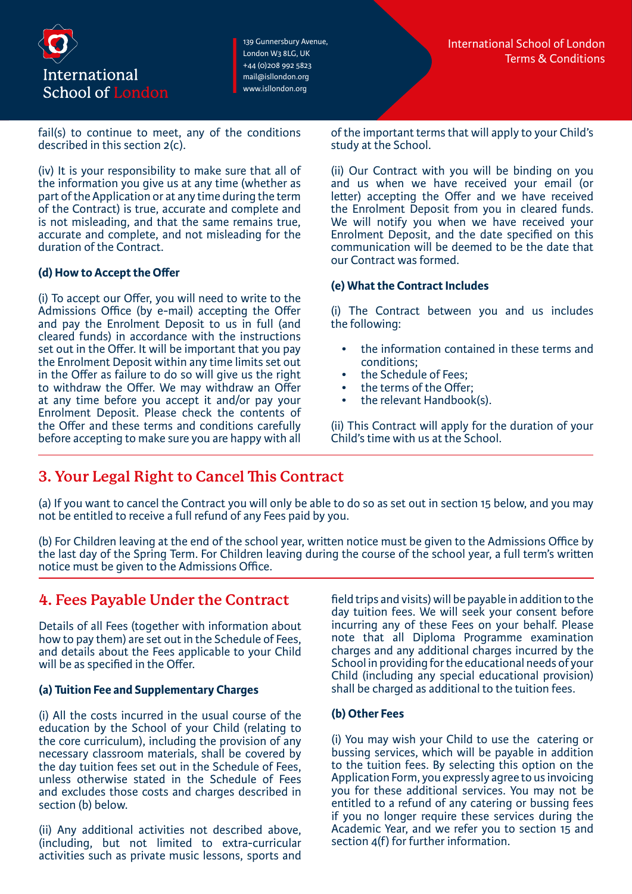fail(s) to continue to meet, any of the conditions described in this section 2(c).

(iv) It is your responsibility to make sure that all of the information you give us at any time (whether as part of the Application or at any time during the term of the Contract) is true, accurate and complete and is not misleading, and that the same remains true, accurate and complete, and not misleading for the duration of the Contract.

**(d) How to Accept the Offer**

(i) To accept our Offer, you will need to write to the Admissions Office (by e-mail) accepting the Offer and pay the Enrolment Deposit to us in full (and cleared funds) in accordance with the instructions set out in the Offer. It will be important that you pay the Enrolment Deposit within any time limits set out in the Offer as failure to do so will give us the right to withdraw the Offer. We may withdraw an Offer at any time before you accept it and/or pay your Enrolment Deposit. Please check the contents of the Offer and these terms and conditions carefully before accepting to make sure you are happy with all of the important terms that will apply to your Child's study at the School.

(ii) Our Contract with you will be binding on you and us when we have received your email (or letter) accepting the Offer and we have received the Enrolment Deposit from you in cleared funds. We will notify you when we have received your Enrolment Deposit, and the date specified on this communication will be deemed to be the date that our Contract was formed.

**(e) What the Contract Includes**

(i) The Contract between you and us includes the following:

- the information contained in these terms and conditions;
- the Schedule of Fees;
- the terms of the Offer;
- the relevant Handbook(s).

(ii) This Contract will apply for the duration of your Child's time with us at the School.

## 3. Your Legal Right to Cancel This Contract

(a) If you want to cancel the Contract you will only be able to do so as set out in section 15 below, and you may not be entitled to receive a full refund of any Fees paid by you.

(b) For Children leaving at the end of the school year, written notice must be given to the Admissions Office by the last day of the Spring Term. For Children leaving during the course of the school year, a full term's written notice must be given to the Admissions Office.

## 4. Fees Payable Under the Contract

Details of all Fees (together with information about how to pay them) are set out in the Schedule of Fees, and details about the Fees applicable to your Child will be as specified in the Offer.

**(a) Tuition Fee and Supplementary Charges**

(i) All the costs incurred in the usual course of the education by the School of your Child (relating to the core curriculum), including the provision of any necessary classroom materials, shall be covered by the day tuition fees set out in the Schedule of Fees, unless otherwise stated in the Schedule of Fees and excludes those costs and charges described in section (b) below.

(ii) Any additional activities not described above, (including, but not limited to extra-curricular activities such as private music lessons, sports and field trips and visits) will be payable in addition to the day tuition fees. We will seek your consent before incurring any of these Fees on your behalf. Please note that all Diploma Programme examination charges and any additional charges incurred by the School in providing for the educational needs of your Child (including any special educational provision) shall be charged as additional to the tuition fees.

**(b) Other Fees**

(i) You may wish your Child to use the catering or bussing services, which will be payable in addition to the tuition fees. By selecting this option on the Application Form, you expressly agree to us invoicing you for these additional services. You may not be entitled to a refund of any catering or bussing fees if you no longer require these services during the Academic Year, and we refer you to section 15 and section 4(f) for further information.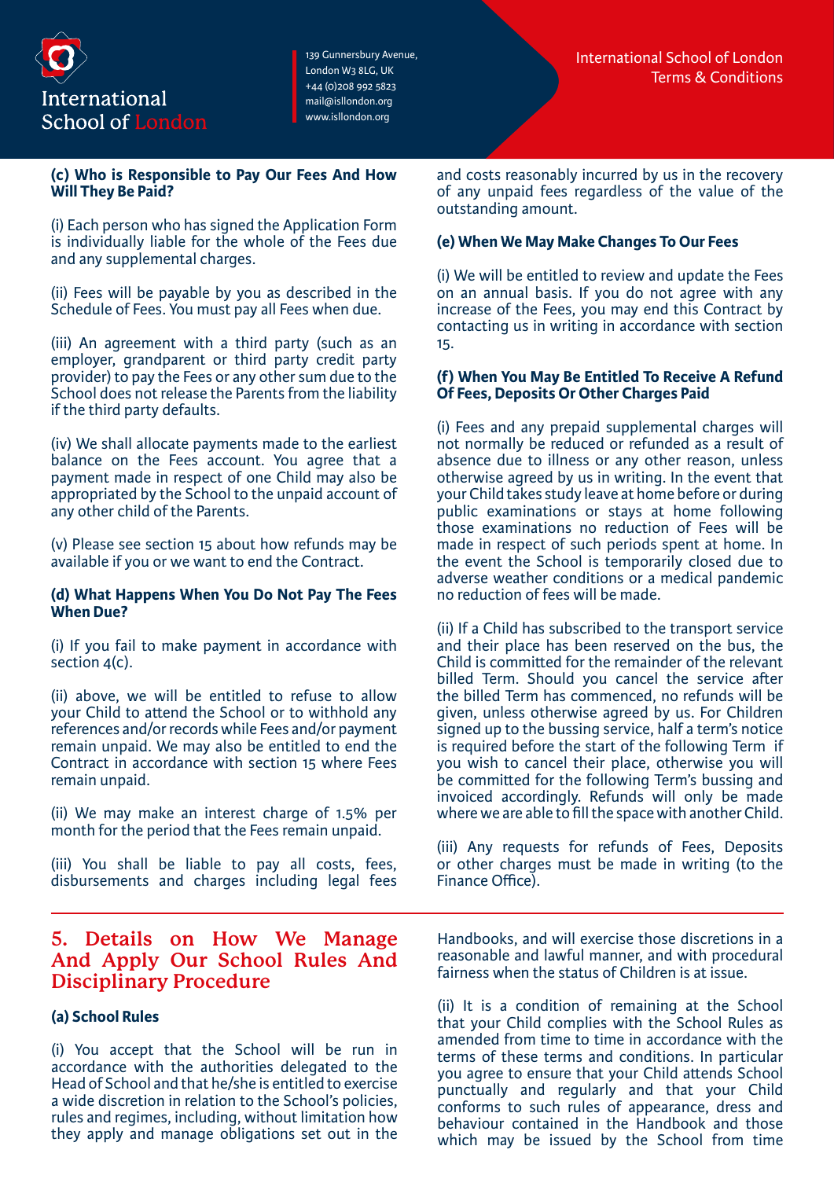#### (c) Who is Responsible to Pay Our Fees And How Will They Be Paid?

(i) Each person who has signed the Application Form is individually liable for the whole of the Fees due and any supplemental charges.

(ii) Fees will be payable by you as described in the Schedule of Fees. You must pay all Fees when due.

(iii) An agreement with a third party (such as an employer, grandparent or third party credit party provider) to pay the Fees or any other sum due to the School does not release the Parents from the liability if the third party defaults.

(iv) We shall allocate payments made to the earliest balance on the Fees account. You agree that a payment made in respect of one Child may also be appropriated by the School to the unpaid account of any other child of the Parents.

(v) Please see section 15 about how refunds may be available if you or we want to end the Contract.

#### (d) What Happens When You Do Not Pay The Fees When Due?

(i) If you fail to make payment in accordance with section 4(c).

(ii) above, we will be entitled to refuse to allow your Child to attend the School or to withhold any references and/or records while Fees and/or payment remain unpaid. We may also be entitled to end the Contract in accordance with section 15 where Fees remain unpaid.

(ii) We may make an interest charge of 1.5% per month for the period that the Fees remain unpaid.

(iii) You shall be liable to pay all costs, fees, disbursements and charges including legal fees and costs reasonably incurred by us in the recovery of any unpaid fees regardless of the value of the outstanding amount.

#### (e) When We May Make Changes To Our Fees

(i) We will be entitled to review and update the Fees on an annual basis. If you do not agree with any increase of the Fees, you may end this Contract by contacting us in writing in accordance with section 15.

#### (f) When You May Be Entitled To Receive A Refund Of Fees, Deposits Or Other Charges Paid

(i) Fees and any prepaid supplemental charges will not normally be reduced or refunded as a result of absence due to illness or any other reason, unless otherwise agreed by us in writing. In the event that your Child takes study leave at home before or during public examinations or stays at home following those examinations no reduction of Fees will be made in respect of such periods spent at home. In the event the School is temporarily closed due to adverse weather conditions or a medical pandemic no reduction of fees will be made.

(ii) If a Child has subscribed to the transport service and their place has been reserved on the bus, the Child is committed for the remainder of the relevant billed Term. Should you cancel the service after the billed Term has commenced, no refunds will be given, unless otherwise agreed by us. For Children signed up to the bussing service, half a term's notice is required before the start of the following Term if you wish to cancel their place, otherwise you will be committed for the following Term's bussing and invoiced accordingly. Refunds will only be made where we are able to fill the space with another Child.

(iii) Any requests for refunds of Fees, Deposits or other charges must be made in writing (to the Finance Office).

## 5. Details on How We Manage And Apply Our School Rules And Disciplinary Procedure

#### (a) School Rules

(i) You accept that the School will be run in accordance with the authorities delegated to the Head of School and that he/she is entitled to exercise a wide discretion in relation to the School's policies, rules and regimes, including, without limitation how they apply and manage obligations set out in the Handbooks, and will exercise those discretions in a reasonable and lawful manner, and with procedural fairness when the status of Children is at issue.

(ii) It is a condition of remaining at the School that your Child complies with the School Rules as amended from time to time in accordance with the terms of these terms and conditions. In particular you agree to ensure that your Child attends School punctually and regularly and that your Child conforms to such rules of appearance, dress and behaviour contained in the Handbook and those which may be issued by the School from time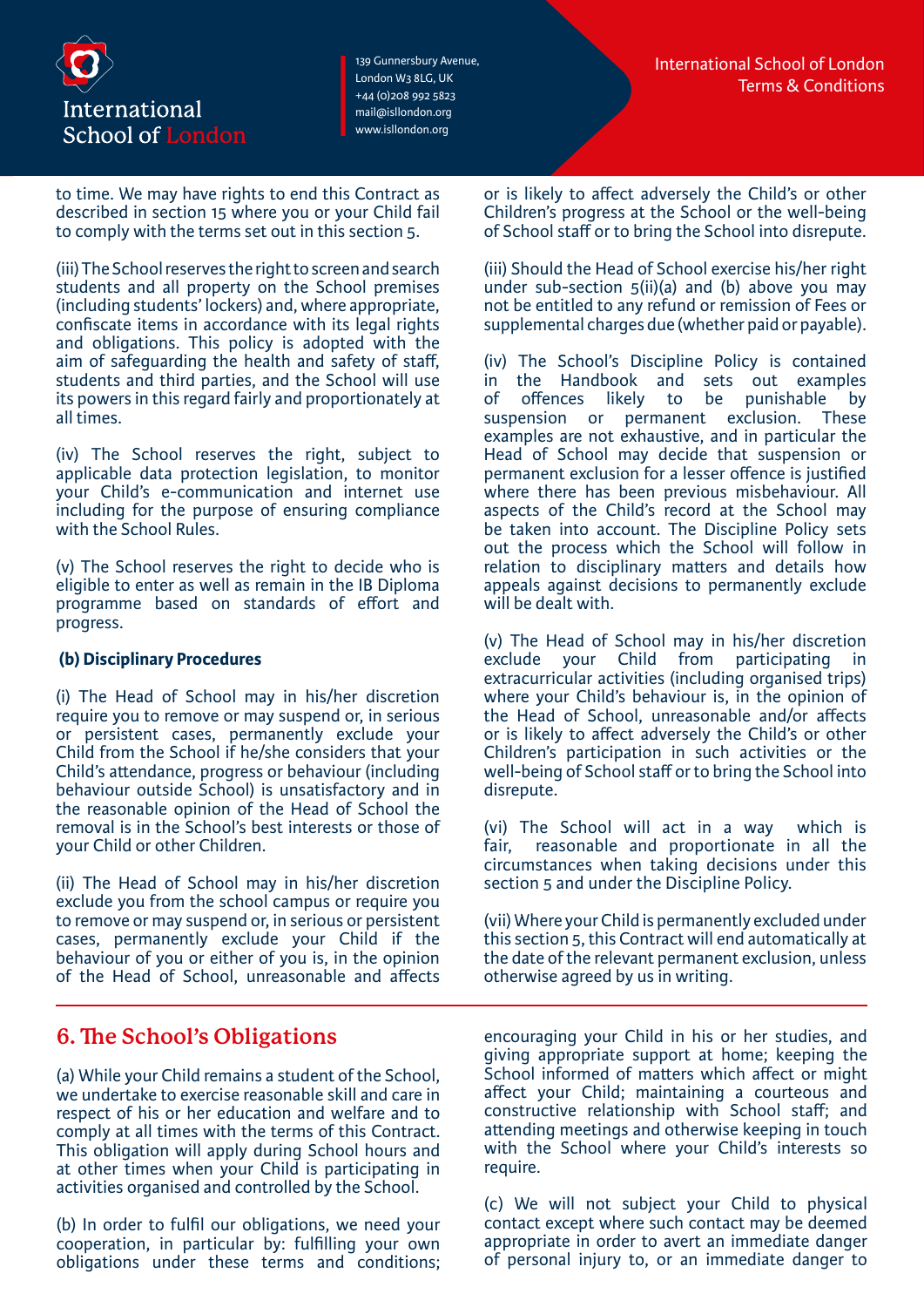to time. We may have rights to end this Contract as described in section 15 where you or your Child fail to comply with the terms set out in this section 5.

(iii) The School reserves the right to screen and search students and all property on the School premises (including students' lockers) and, where appropriate, confiscate items in accordance with its legal rights and obligations. This policy is adopted with the aim of safeguarding the health and safety of staff, students and third parties, and the School will use its powers in this regard fairly and proportionately at all times.

(iv) The School reserves the right, subject to applicable data protection legislation, to monitor your Child's e-communication and internet use including for the purpose of ensuring compliance with the School Rules.

(v) The School reserves the right to decide who is eligible to enter as well as remain in the IB Diploma programme based on standards of effort and progress.

**(b) Disciplinary Procedures**

(i) The Head of School may in his/her discretion require you to remove or may suspend or, in serious or persistent cases, permanently exclude your Child from the School if he/she considers that your Child's attendance, progress or behaviour (including behaviour outside School) is unsatisfactory and in the reasonable opinion of the Head of School the removal is in the School's best interests or those of your Child or other Children.

(ii) The Head of School may in his/her discretion exclude you from the school campus or require you to remove or may suspend or, in serious or persistent cases, permanently exclude your Child if the behaviour of you or either of you is, in the opinion of the Head of School, unreasonable and affects or is likely to affect adversely the Child's or other Children's progress at the School or the well-being of School staff or to bring the School into disrepute.

(iii) Should the Head of School exercise his/her right under sub-section 5(ii)(a) and (b) above you may not be entitled to any refund or remission of Fees or supplemental charges due (whether paid or payable).

(iv) The School's Discipline Policy is contained in the Handbook and sets out examples of offences likely to be punishable by suspension or permanent exclusion. These examples are not exhaustive, and in particular the Head of School may decide that suspension or permanent exclusion for a lesser offence is justified where there has been previous misbehaviour. All aspects of the Child's record at the School may be taken into account. The Discipline Policy sets out the process which the School will follow in relation to disciplinary matters and details how appeals against decisions to permanently exclude will be dealt with.

(v) The Head of School may in his/her discretion exclude your Child from participating in extracurricular activities (including organised trips) where your Child's behaviour is, in the opinion of the Head of School, unreasonable and/or affects or is likely to affect adversely the Child's or other Children's participation in such activities or the well-being of School staff or to bring the School into disrepute.

(vi) The School will act in a way which is fair, reasonable and proportionate in all the circumstances when taking decisions under this section 5 and under the Discipline Policy.

(vii) Where your Child is permanently excluded under this section 5, this Contract will end automatically at the date of the relevant permanent exclusion, unless otherwise agreed by us in writing.

## 6. The School's Obligations

(a) While your Child remains a student of the School, we undertake to exercise reasonable skill and care in respect of his or her education and welfare and to comply at all times with the terms of this Contract. This obligation will apply during School hours and at other times when your Child is participating in activities organised and controlled by the School.

(b) In order to fulfil our obligations, we need your cooperation, in particular by: fulfilling your own obligations under these terms and conditions; encouraging your Child in his or her studies, and giving appropriate support at home; keeping the School informed of matters which affect or might affect your Child; maintaining a courteous and constructive relationship with School staff; and attending meetings and otherwise keeping in touch with the School where your Child's interests so require.

(c) We will not subject your Child to physical contact except where such contact may be deemed appropriate in order to avert an immediate danger of personal injury to, or an immediate danger to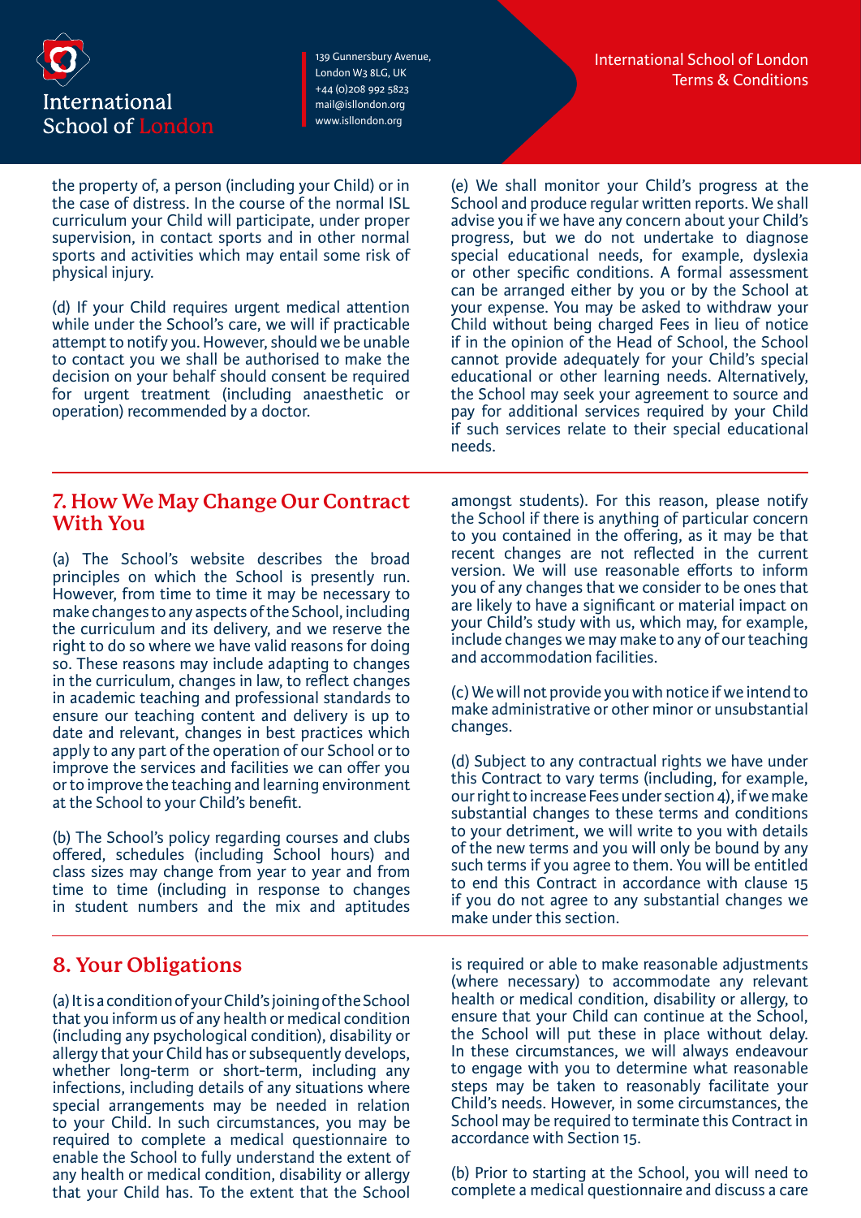the property of, a person (including your Child) or in the case of distress. In the course of the normal ISL curriculum your Child will participate, under proper supervision, in contact sports and in other normal sports and activities which may entail some risk of physical injury.

(d) If your Child requires urgent medical attention while under the School's care, we will if practicable attempt to notify you. However, should we be unable to contact you we shall be authorised to make the decision on your behalf should consent be required for urgent treatment (including anaesthetic or operation) recommended by a doctor.

(e) We shall monitor your Child's progress at the School and produce regular written reports. We shall advise you if we have any concern about your Child's progress, but we do not undertake to diagnose special educational needs, for example, dyslexia or other specific conditions. A formal assessment can be arranged either by you or by the School at your expense. You may be asked to withdraw your Child without being charged Fees in lieu of notice if in the opinion of the Head of School, the School cannot provide adequately for your Child's special educational or other learning needs. Alternatively, the School may seek your agreement to source and pay for additional services required by your Child if such services relate to their special educational needs.

## 7. How We May Change Our Contract With You

(a) The School's website describes the broad principles on which the School is presently run. However, from time to time it may be necessary to make changes to any aspects of the School, including the curriculum and its delivery, and we reserve the right to do so where we have valid reasons for doing so. These reasons may include adapting to changes in the curriculum, changes in law, to reflect changes in academic teaching and professional standards to ensure our teaching content and delivery is up to date and relevant, changes in best practices which apply to any part of the operation of our School or to improve the services and facilities we can offer you or to improve the teaching and learning environment at the School to your Child's benefit.

(b) The School's policy regarding courses and clubs offered, schedules (including School hours) and class sizes may change from year to year and from time to time (including in response to changes in student numbers and the mix and aptitudes amongst students). For this reason, please notify the School if there is anything of particular concern to you contained in the offering, as it may be that recent changes are not reflected in the current version. We will use reasonable efforts to inform you of any changes that we consider to be ones that are likely to have a significant or material impact on your Child's study with us, which may, for example, include changes we may make to any of our teaching and accommodation facilities.

(c) We will not provide you with notice if we intend to make administrative or other minor or unsubstantial changes.

(d) Subject to any contractual rights we have under this Contract to vary terms (including, for example, our right to increase Fees under section 4), if we make substantial changes to these terms and conditions to your detriment, we will write to you with details of the new terms and you will only be bound by any such terms if you agree to them. You will be entitled to end this Contract in accordance with clause 15 if you do not agree to any substantial changes we make under this section.

## 8. Your Obligations

(a) It is a condition of your Child's joining of the School that you inform us of any health or medical condition (including any psychological condition), disability or allergy that your Child has or subsequently develops, whether long-term or short-term, including any infections, including details of any situations where special arrangements may be needed in relation to your Child. In such circumstances, you may be required to complete a medical questionnaire to enable the School to fully understand the extent of any health or medical condition, disability or allergy that your Child has. To the extent that the School is required or able to make reasonable adjustments (where necessary) to accommodate any relevant health or medical condition, disability or allergy, to ensure that your Child can continue at the School, the School will put these in place without delay. In these circumstances, we will always endeavour to engage with you to determine what reasonable steps may be taken to reasonably facilitate your Child's needs. However, in some circumstances, the School may be required to terminate this Contract in accordance with Section 15.

(b) Prior to starting at the School, you will need to complete a medical questionnaire and discuss a care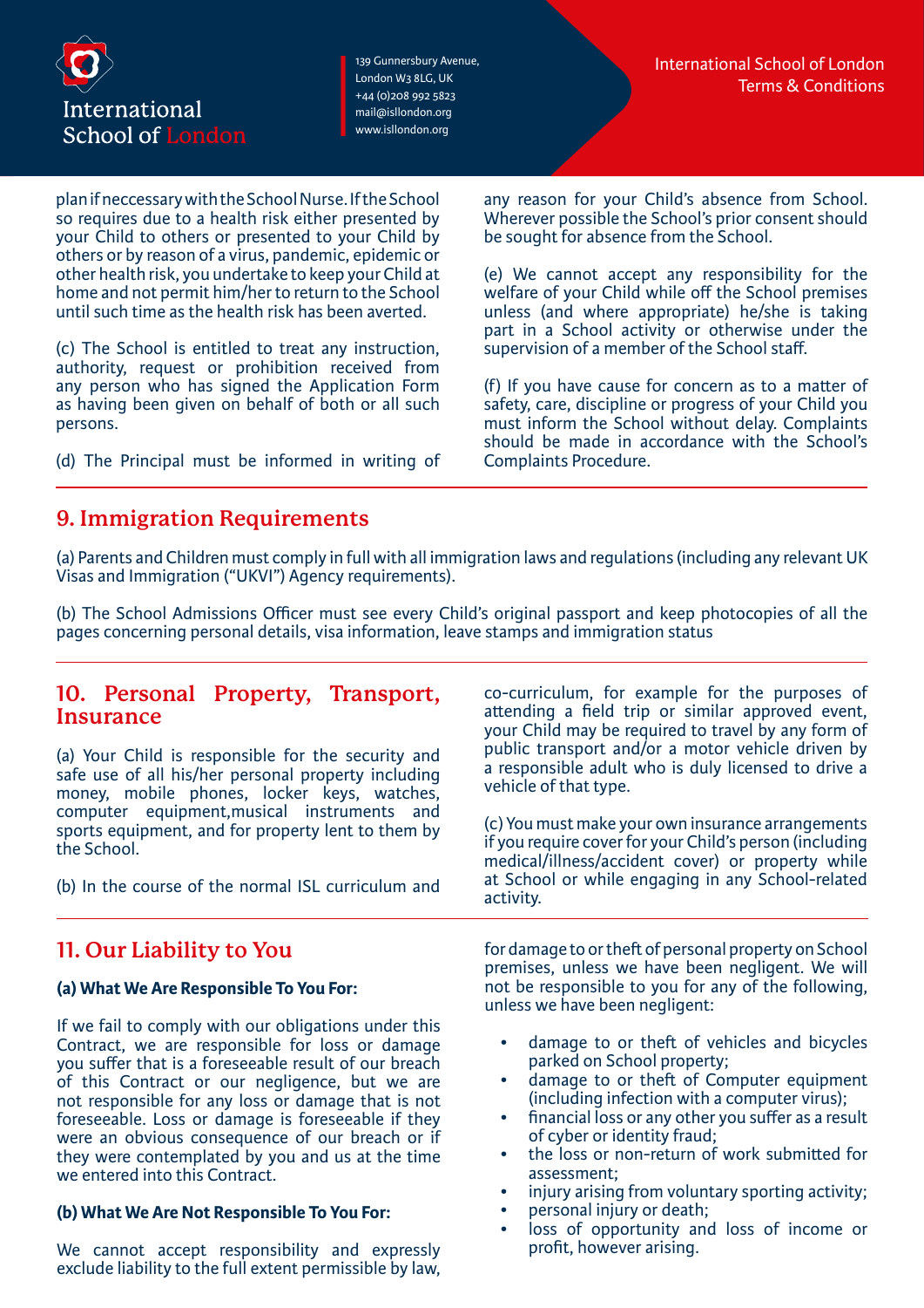plan if neccessary with the School Nurse. If the School so requires due to a health risk either presented by your Child to others or presented to your Child by others or by reason of a virus, pandemic, epidemic or other health risk, you undertake to keep your Child at home and not permit him/her to return to the School until such time as the health risk has been averted.

(c) The School is entitled to treat any instruction, authority, request or prohibition received from any person who has signed the Application Form as having been given on behalf of both or all such persons.

(d) The Principal must be informed in writing of any reason for your Child's absence from School. Wherever possible the School's prior consent should be sought for absence from the School.

(e) We cannot accept any responsibility for the welfare of your Child while off the School premises unless (and where appropriate) he/she is taking part in a School activity or otherwise under the supervision of a member of the School staff.

(f) If you have cause for concern as to a matter of safety, care, discipline or progress of your Child you must inform the School without delay. Complaints should be made in accordance with the School's Complaints Procedure.

## 9. Immigration Requirements

(a) Parents and Children must comply in full with all immigration laws and regulations (including any relevant UK Visas and Immigration ("UKVI") Agency requirements).

(b) The School Admissions Officer must see every Child's original passport and keep photocopies of all the pages concerning personal details, visa information, leave stamps and immigration status

## 10. Personal Property, Transport, Insurance

(a) Your Child is responsible for the security and safe use of all his/her personal property including money, mobile phones, locker keys, watches, computer equipment,musical instruments and sports equipment, and for property lent to them by the School.

(b) In the course of the normal ISL curriculum and co-curriculum, for example for the purposes of attending a field trip or similar approved event, your Child may be required to travel by any form of public transport and/or a motor vehicle driven by a responsible adult who is duly licensed to drive a vehicle of that type.

(c) You must make your own insurance arrangements if you require cover for your Child's person (including medical/illness/accident cover) or property while at School or while engaging in any School-related activity.

## 11. Our Liability to You

**(a) What We Are Responsible To You For:**

If we fail to comply with our obligations under this Contract, we are responsible for loss or damage you suffer that is a foreseeable result of our breach of this Contract or our negligence, but we are not responsible for any loss or damage that is not foreseeable. Loss or damage is foreseeable if they were an obvious consequence of our breach or if they were contemplated by you and us at the time we entered into this Contract.

**(b) What We Are Not Responsible To You For:**

We cannot accept responsibility and expressly exclude liability to the full extent permissible by law, for damage to or theft of personal property on School premises, unless we have been negligent. We will not be responsible to you for any of the following, unless we have been negligent:

- damage to or theft of vehicles and bicycles parked on School property;
- damage to or theft of Computer equipment (including infection with a computer virus);
- financial loss or any other you suffer as a result of cyber or identity fraud;
- the loss or non-return of work submitted for assessment;
- injury arising from voluntary sporting activity;
- personal injury or death;
- loss of opportunity and loss of income or profit, however arising.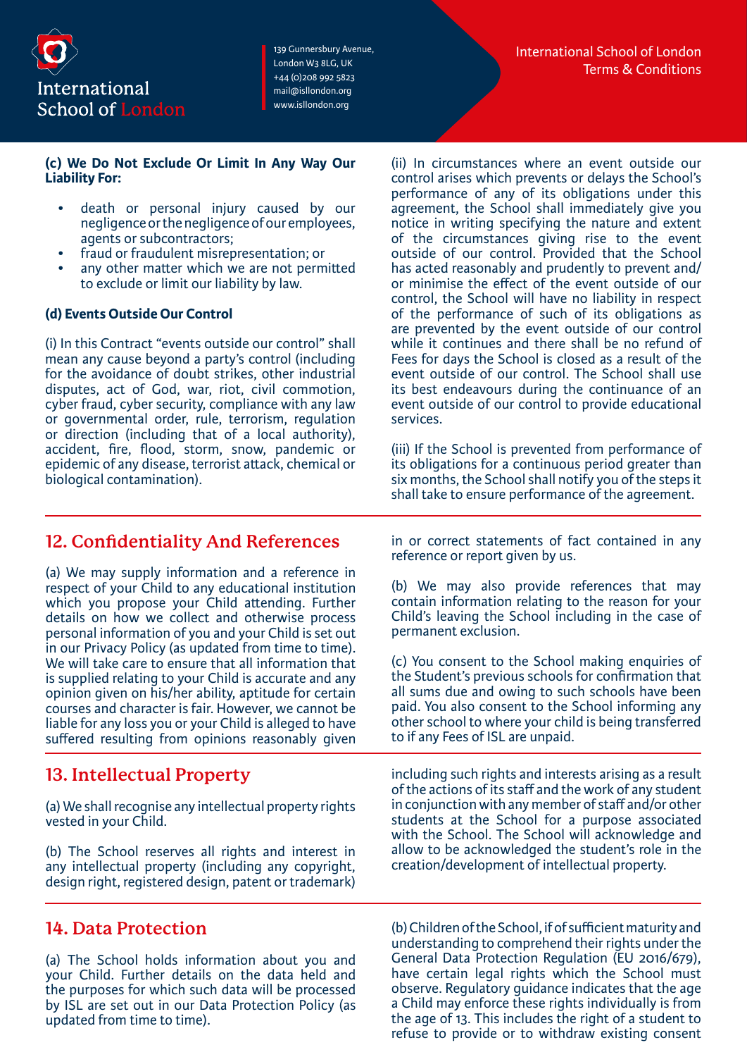**(c) We Do Not Exclude Or Limit In Any Way Our Liability For:**

- death or personal injury caused by our negligence or the negligence of our employees, agents or subcontractors;
- fraud or fraudulent misrepresentation; or
- any other matter which we are not permitted to exclude or limit our liability by law.

**(d) Events Outside Our Control**

(i) In this Contract "events outside our control" shall mean any cause beyond a party's control (including for the avoidance of doubt strikes, other industrial disputes, act of God, war, riot, civil commotion, cyber fraud, cyber security, compliance with any law or governmental order, rule, terrorism, regulation or direction (including that of a local authority), accident, fire, flood, storm, snow, pandemic or epidemic of any disease, terrorist attack, chemical or biological contamination).

(ii) In circumstances where an event outside our control arises which prevents or delays the School's performance of any of its obligations under this agreement, the School shall immediately give you notice in writing specifying the nature and extent of the circumstances giving rise to the event outside of our control. Provided that the School has acted reasonably and prudently to prevent and/or minimise the effect of the event outside of our control, the School will have no liability in respect of the performance of such of its obligations as are prevented by the event outside of our control while it continues and there shall be no refund of Fees for days the School is closed as a result of the event outside of our control. The School shall use its best endeavours during the continuance of an event outside of our control to provide educational services.

(iii) If the School is prevented from performance of its obligations for a continuous period greater than six months, the School shall notify you of the steps it shall take to ensure performance of the agreement.

## 12. Confidentiality And References

(a) We may supply information and a reference in respect of your Child to any educational institution which you propose your Child attending. Further details on how we collect and otherwise process personal information of you and your Child is set out in our Privacy Policy (as updated from time to time). We will take care to ensure that all information that is supplied relating to your Child is accurate and any opinion given on his/her ability, aptitude for certain courses and character is fair. However, we cannot be liable for any loss you or your Child is alleged to have suffered resulting from opinions reasonably given in or correct statements of fact contained in any reference or report given by us.

(b) We may also provide references that may contain information relating to the reason for your Child's leaving the School including in the case of permanent exclusion.

(c) You consent to the School making enquiries of the Student's previous schools for confirmation that all sums due and owing to such schools have been paid. You also consent to the School informing any other school to where your child is being transferred to if any Fees of ISL are unpaid.

## 13. Intellectual Property

(a) We shall recognise any intellectual property rights vested in your Child.

(b) The School reserves all rights and interest in any intellectual property (including any copyright, design right, registered design, patent or trademark) including such rights and interests arising as a result of the actions of its staff and the work of any student in conjunction with any member of staff and/or other students at the School for a purpose associated with the School. The School will acknowledge and allow to be acknowledged the student's role in the creation/development of intellectual property.

## 14. Data Protection

(a) The School holds information about you and your Child. Further details on the data held and the purposes for which such data will be processed by ISL are set out in our Data Protection Policy (as updated from time to time).

(b) Children of the School, if of sufficient maturity and understanding to comprehend their rights under the General Data Protection Regulation (EU 2016/679), have certain legal rights which the School must observe. Regulatory guidance indicates that the age a Child may enforce these rights individually is from the age of 13. This includes the right of a student to refuse to provide or to withdraw existing consent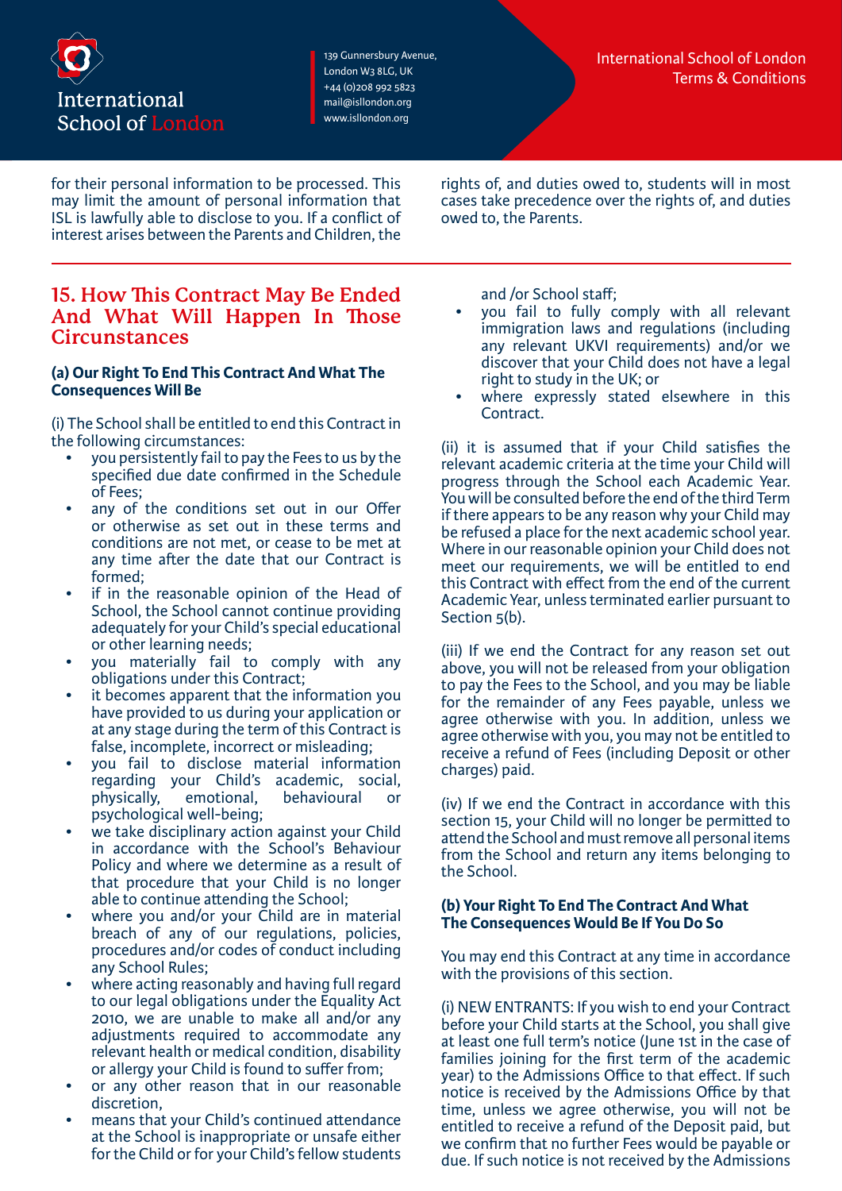for their personal information to be processed. This may limit the amount of personal information that ISL is lawfully able to disclose to you. If a conflict of interest arises between the Parents and Children, the rights of, and duties owed to, students will in most cases take precedence over the rights of, and duties owed to, the Parents.

## 15. How This Contract May Be Ended And What Will Happen In Those Circumstances

### (a) Our Right To End This Contract And What The Consequences Will Be

(i) The School shall be entitled to end this Contract in the following circumstances:

- you persistently fail to pay the Fees to us by the specified due date confirmed in the Schedule of Fees;
- any of the conditions set out in our Offer or otherwise as set out in these terms and conditions are not met, or cease to be met at any time after the date that our Contract is formed;
- if in the reasonable opinion of the Head of School, the School cannot continue providing adequately for your Child's special educational or other learning needs;
- you materially fail to comply with any obligations under this Contract;
- it becomes apparent that the information you have provided to us during your application or at any stage during the term of this Contract is false, incomplete, incorrect or misleading;
- you fail to disclose material information regarding your Child's academic, social, physically, emotional, behavioural or psychological well-being;
- we take disciplinary action against your Child in accordance with the School's Behaviour Policy and where we determine as a result of that procedure that your Child is no longer able to continue attending the School;
- where you and/or your Child are in material breach of any of our regulations, policies, procedures and/or codes of conduct including any School Rules;
- where acting reasonably and having full regard to our legal obligations under the Equality Act 2010, we are unable to make all and/or any adjustments required to accommodate any relevant health or medical condition, disability or allergy your Child is found to suffer from;
- or any other reason that in our reasonable discretion,
- means that your Child's continued attendance at the School is inappropriate or unsafe either for the Child or for your Child's fellow students and /or School staff;
- you fail to fully comply with all relevant immigration laws and regulations (including any relevant UKVI requirements) and/or we discover that your Child does not have a legal right to study in the UK; or
- where expressly stated elsewhere in this Contract.

(ii) it is assumed that if your Child satisfies the relevant academic criteria at the time your Child will progress through the School each Academic Year. You will be consulted before the end of the third Term if there appears to be any reason why your Child may be refused a place for the next academic school year. Where in our reasonable opinion your Child does not meet our requirements, we will be entitled to end this Contract with effect from the end of the current Academic Year, unless terminated earlier pursuant to Section 5(b).

(iii) If we end the Contract for any reason set out above, you will not be released from your obligation to pay the Fees to the School, and you may be liable for the remainder of any Fees payable, unless we agree otherwise with you. In addition, unless we agree otherwise with you, you may not be entitled to receive a refund of Fees (including Deposit or other charges) paid.

(iv) If we end the Contract in accordance with this section 15, your Child will no longer be permitted to attend the School and must remove all personal items from the School and return any items belonging to the School.

### (b) Your Right To End The Contract And What The Consequences Would Be If You Do So

You may end this Contract at any time in accordance with the provisions of this section.

(i) NEW ENTRANTS: If you wish to end your Contract before your Child starts at the School, you shall give at least one full term's notice (June 1st in the case of families joining for the first term of the academic year) to the Admissions Office to that effect. If such notice is received by the Admissions Office by that time, unless we agree otherwise, you will not be entitled to receive a refund of the Deposit paid, but we confirm that no further Fees would be payable or due. If such notice is not received by the Admissions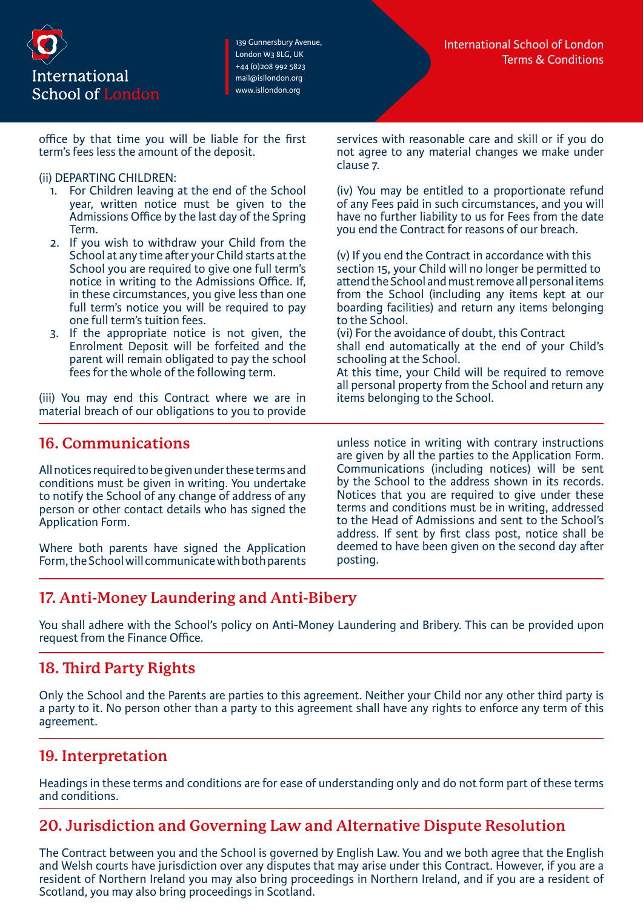office by that time you will be liable for the first term's fees less the amount of the deposit.

(ii) DEPARTING CHILDREN:

1. For Children leaving at the end of the School year, written notice must be given to the Admissions Office by the last day of the Spring Term.
2. If you wish to withdraw your Child from the School at any time after your Child starts at the School you are required to give one full term's notice in writing to the Admissions Office. If, in these circumstances, you give less than one full term's notice you will be required to pay one full term's tuition fees.
3. If the appropriate notice is not given, the Enrolment Deposit will be forfeited and the parent will remain obligated to pay the school fees for the whole of the following term.

(iii) You may end this Contract where we are in material breach of our obligations to you to provide services with reasonable care and skill or if you do not agree to any material changes we make under clause 7.

(iv) You may be entitled to a proportionate refund of any Fees paid in such circumstances, and you will have no further liability to us for Fees from the date you end the Contract for reasons of our breach.

(v) If you end the Contract in accordance with this section 15, your Child will no longer be permitted to attend the School and must remove all personal items from the School (including any items kept at our boarding facilities) and return any items belonging to the School.

(vi) For the avoidance of doubt, this Contract shall end automatically at the end of your Child's schooling at the School.
At this time, your Child will be required to remove all personal property from the School and return any items belonging to the School.

## 16. Communications

All notices required to be given under these terms and conditions must be given in writing. You undertake to notify the School of any change of address of any person or other contact details who has signed the Application Form.

Where both parents have signed the Application Form, the School will communicate with both parents unless notice in writing with contrary instructions are given by all the parties to the Application Form. Communications (including notices) will be sent by the School to the address shown in its records. Notices that you are required to give under these terms and conditions must be in writing, addressed to the Head of Admissions and sent to the School's address. If sent by first class post, notice shall be deemed to have been given on the second day after posting.

## 17. Anti-Money Laundering and Anti-Bibery

You shall adhere with the School's policy on Anti-Money Laundering and Bribery. This can be provided upon request from the Finance Office.

## 18. Third Party Rights

Only the School and the Parents are parties to this agreement. Neither your Child nor any other third party is a party to it. No person other than a party to this agreement shall have any rights to enforce any term of this agreement.

## 19. Interpretation

Headings in these terms and conditions are for ease of understanding only and do not form part of these terms and conditions.

## 20. Jurisdiction and Governing Law and Alternative Dispute Resolution

The Contract between you and the School is governed by English Law. You and we both agree that the English and Welsh courts have jurisdiction over any disputes that may arise under this Contract. However, if you are a resident of Northern Ireland you may also bring proceedings in Northern Ireland, and if you are a resident of Scotland, you may also bring proceedings in Scotland.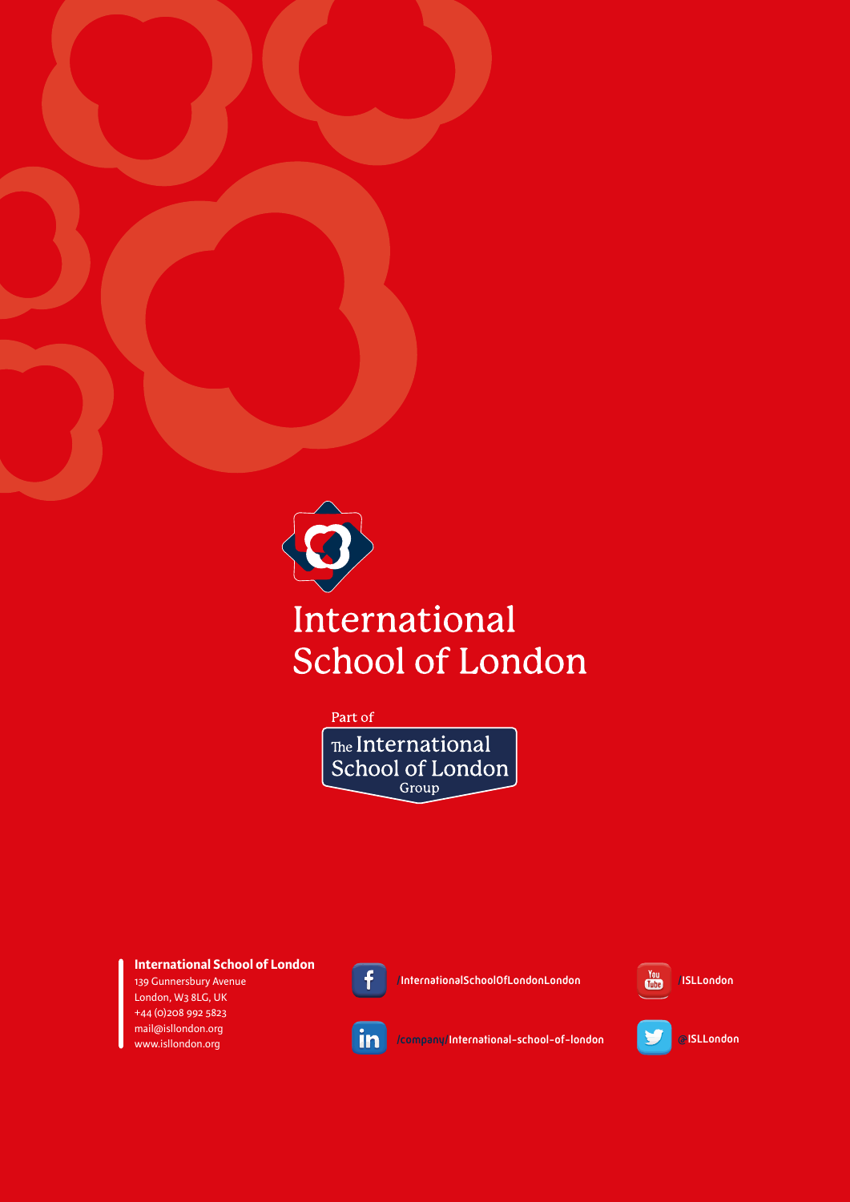International
School of London

Part of

The International School of London Group

**International School of London**
139 Gunnersbury Avenue
London, W3 8LG, UK
+44 (0)208 992 5823
mail@isllondon.org
www.isllondon.org

/InternationalSchoolOfLondonLondon

/company/International-school-of-london

/ISLLondon

@ISLLondon